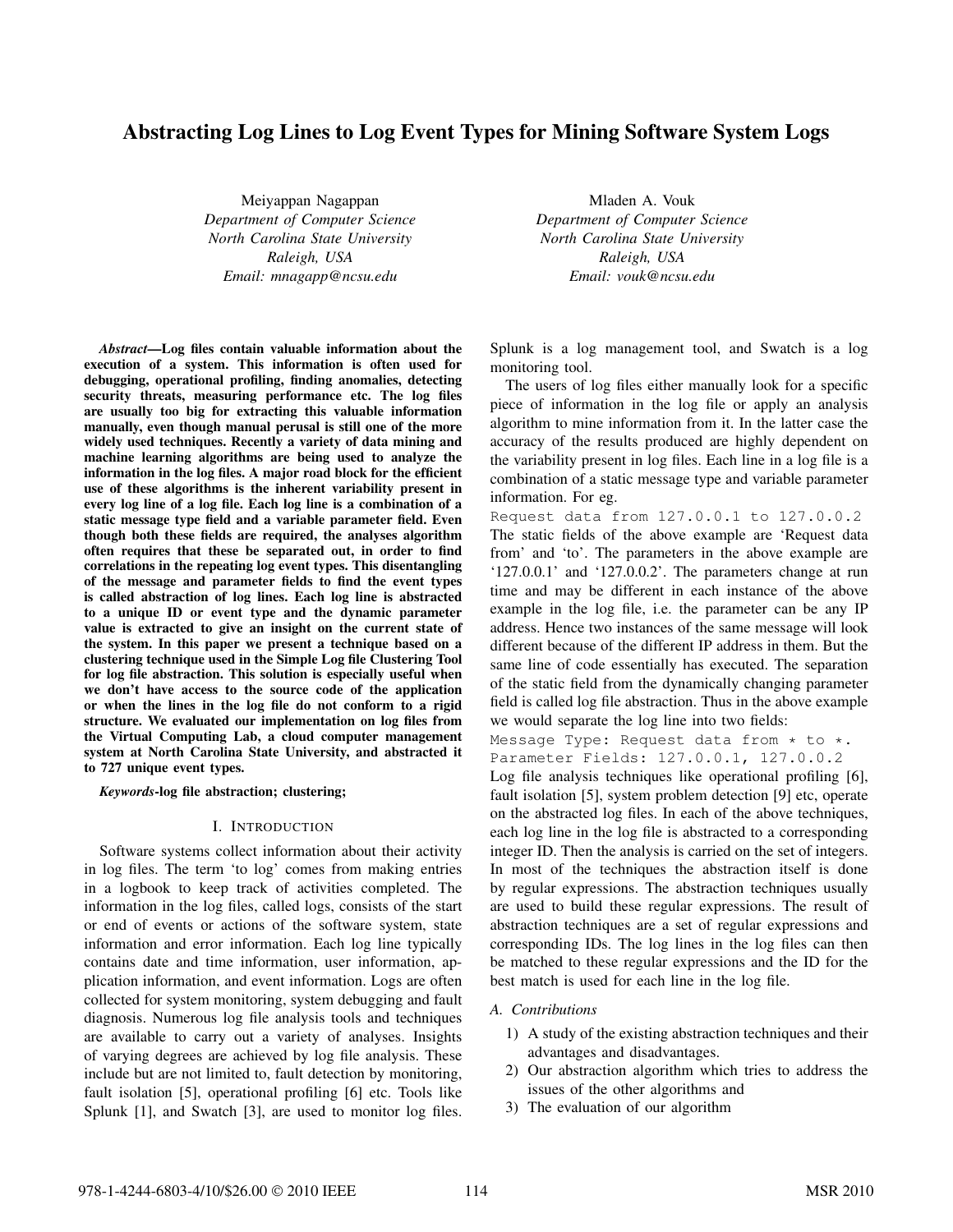# Abstracting Log Lines to Log Event Types for Mining Software System Logs

Meiyappan Nagappan
*Department of Computer Science*
*North Carolina State University*
*Raleigh, USA*
*Email: mnagapp@ncsu.edu*

Mladen A. Vouk
*Department of Computer Science*
*North Carolina State University*
*Raleigh, USA*
*Email: vouk@ncsu.edu*

***Abstract*—Log files contain valuable information about the execution of a system. This information is often used for debugging, operational profiling, finding anomalies, detecting security threats, measuring performance etc. The log files are usually too big for extracting this valuable information manually, even though manual perusal is still one of the more widely used techniques. Recently a variety of data mining and machine learning algorithms are being used to analyze the information in the log files. A major road block for the efficient use of these algorithms is the inherent variability present in every log line of a log file. Each log line is a combination of a static message type field and a variable parameter field. Even though both these fields are required, the analyses algorithm often requires that these be separated out, in order to find correlations in the repeating log event types. This disentangling of the message and parameter fields to find the event types is called abstraction of log lines. Each log line is abstracted to a unique ID or event type and the dynamic parameter value is extracted to give an insight on the current state of the system. In this paper we present a technique based on a clustering technique used in the Simple Log file Clustering Tool for log file abstraction. This solution is especially useful when we don't have access to the source code of the application or when the lines in the log file do not conform to a rigid structure. We evaluated our implementation on log files from the Virtual Computing Lab, a cloud computer management system at North Carolina State University, and abstracted it to 727 unique event types.**

***Keywords*-log file abstraction; clustering;**

## I. Introduction

Software systems collect information about their activity in log files. The term 'to log' comes from making entries in a logbook to keep track of activities completed. The information in the log files, called logs, consists of the start or end of events or actions of the software system, state information and error information. Each log line typically contains date and time information, user information, application information, and event information. Logs are often collected for system monitoring, system debugging and fault diagnosis. Numerous log file analysis tools and techniques are available to carry out a variety of analyses. Insights of varying degrees are achieved by log file analysis. These include but are not limited to, fault detection by monitoring, fault isolation [5], operational profiling [6] etc. Tools like Splunk [1], and Swatch [3], are used to monitor log files. Splunk is a log management tool, and Swatch is a log monitoring tool.

The users of log files either manually look for a specific piece of information in the log file or apply an analysis algorithm to mine information from it. In the latter case the accuracy of the results produced are highly dependent on the variability present in log files. Each line in a log file is a combination of a static message type and variable parameter information. For eg.

```
Request data from 127.0.0.1 to 127.0.0.2
```

The static fields of the above example are 'Request data from' and 'to'. The parameters in the above example are '127.0.0.1' and '127.0.0.2'. The parameters change at run time and may be different in each instance of the above example in the log file, i.e. the parameter can be any IP address. Hence two instances of the same message will look different because of the different IP address in them. But the same line of code essentially has executed. The separation of the static field from the dynamically changing parameter field is called log file abstraction. Thus in the above example we would separate the log line into two fields:

```
Message Type: Request data from * to *.
Parameter Fields: 127.0.0.1, 127.0.0.2
```

Log file analysis techniques like operational profiling [6], fault isolation [5], system problem detection [9] etc, operate on the abstracted log files. In each of the above techniques, each log line in the log file is abstracted to a corresponding integer ID. Then the analysis is carried on the set of integers. In most of the techniques the abstraction itself is done by regular expressions. The abstraction techniques usually are used to build these regular expressions. The result of abstraction techniques are a set of regular expressions and corresponding IDs. The log lines in the log files can then be matched to these regular expressions and the ID for the best match is used for each line in the log file.

### A. Contributions

1) A study of the existing abstraction techniques and their advantages and disadvantages.
2) Our abstraction algorithm which tries to address the issues of the other algorithms and
3) The evaluation of our algorithm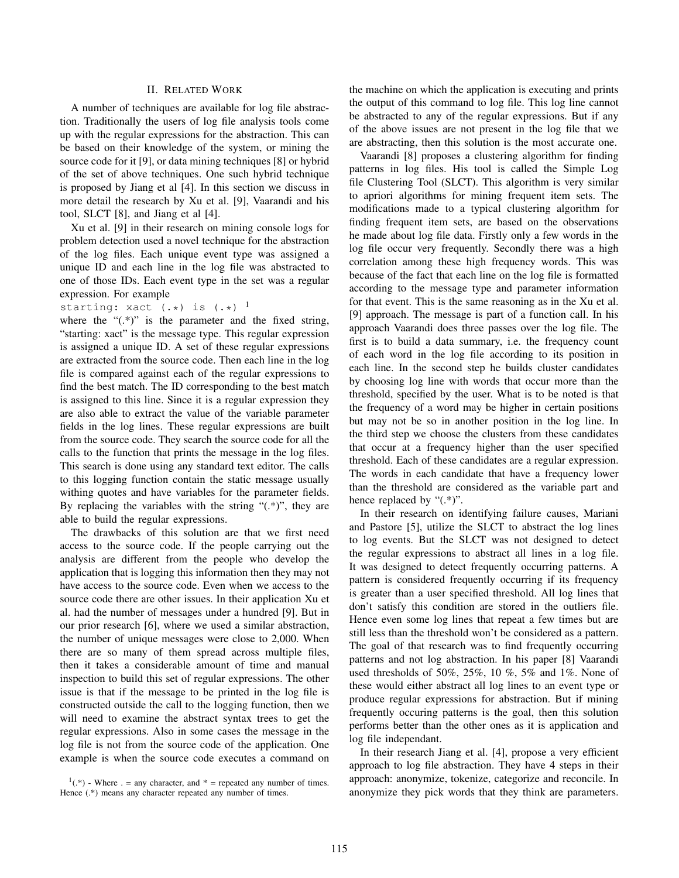## II. Related Work

A number of techniques are available for log file abstraction. Traditionally the users of log file analysis tools come up with the regular expressions for the abstraction. This can be based on their knowledge of the system, or mining the source code for it [9], or data mining techniques [8] or hybrid of the set of above techniques. One such hybrid technique is proposed by Jiang et al [4]. In this section we discuss in more detail the research by Xu et al. [9], Vaarandi and his tool, SLCT [8], and Jiang et al [4].

Xu et al. [9] in their research on mining console logs for problem detection used a novel technique for the abstraction of the log files. Each unique event type was assigned a unique ID and each line in the log file was abstracted to one of those IDs. Each event type in the set was a regular expression. For example

`starting: xact (.*) is (.*)` [1]

where the "(.*)" is the parameter and the fixed string, "starting: xact" is the message type. This regular expression is assigned a unique ID. A set of these regular expressions are extracted from the source code. Then each line in the log file is compared against each of the regular expressions to find the best match. The ID corresponding to the best match is assigned to this line. Since it is a regular expression they are also able to extract the value of the variable parameter fields in the log lines. These regular expressions are built from the source code. They search the source code for all the calls to the function that prints the message in the log files. This search is done using any standard text editor. The calls to this logging function contain the static message usually withing quotes and have variables for the parameter fields. By replacing the variables with the string "(.*)", they are able to build the regular expressions.

The drawbacks of this solution are that we first need access to the source code. If the people carrying out the analysis are different from the people who develop the application that is logging this information then they may not have access to the source code. Even when we access to the source code there are other issues. In their application Xu et al. had the number of messages under a hundred [9]. But in our prior research [6], where we used a similar abstraction, the number of unique messages were close to 2,000. When there are so many of them spread across multiple files, then it takes a considerable amount of time and manual inspection to build this set of regular expressions. The other issue is that if the message to be printed in the log file is constructed outside the call to the logging function, then we will need to examine the abstract syntax trees to get the regular expressions. Also in some cases the message in the log file is not from the source code of the application. One example is when the source code executes a command on the machine on which the application is executing and prints the output of this command to log file. This log line cannot be abstracted to any of the regular expressions. But if any of the above issues are not present in the log file that we are abstracting, then this solution is the most accurate one.

Vaarandi [8] proposes a clustering algorithm for finding patterns in log files. His tool is called the Simple Log file Clustering Tool (SLCT). This algorithm is very similar to apriori algorithms for mining frequent item sets. The modifications made to a typical clustering algorithm for finding frequent item sets, are based on the observations he made about log file data. Firstly only a few words in the log file occur very frequently. Secondly there was a high correlation among these high frequency words. This was because of the fact that each line on the log file is formatted according to the message type and parameter information for that event. This is the same reasoning as in the Xu et al. [9] approach. The message is part of a function call. In his approach Vaarandi does three passes over the log file. The first is to build a data summary, i.e. the frequency count of each word in the log file according to its position in each line. In the second step he builds cluster candidates by choosing log line with words that occur more than the threshold, specified by the user. What is to be noted is that the frequency of a word may be higher in certain positions but may not be so in another position in the log line. In the third step we choose the clusters from these candidates that occur at a frequency higher than the user specified threshold. Each of these candidates are a regular expression. The words in each candidate that have a frequency lower than the threshold are considered as the variable part and hence replaced by "(.*)".

In their research on identifying failure causes, Mariani and Pastore [5], utilize the SLCT to abstract the log lines to log events. But the SLCT was not designed to detect the regular expressions to abstract all lines in a log file. It was designed to detect frequently occurring patterns. A pattern is considered frequently occurring if its frequency is greater than a user specified threshold. All log lines that don't satisfy this condition are stored in the outliers file. Hence even some log lines that repeat a few times but are still less than the threshold won't be considered as a pattern. The goal of that research was to find frequently occurring patterns and not log abstraction. In his paper [8] Vaarandi used thresholds of 50%, 25%, 10 %, 5% and 1%. None of these would either abstract all log lines to an event type or produce regular expressions for abstraction. But if mining frequently occuring patterns is the goal, then this solution performs better than the other ones as it is application and log file independant.

In their research Jiang et al. [4], propose a very efficient approach to log file abstraction. They have 4 steps in their approach: anonymize, tokenize, categorize and reconcile. In anonymize they pick words that they think are parameters.

[1] (.*) - Where . = any character, and * = repeated any number of times. Hence (.*) means any character repeated any number of times.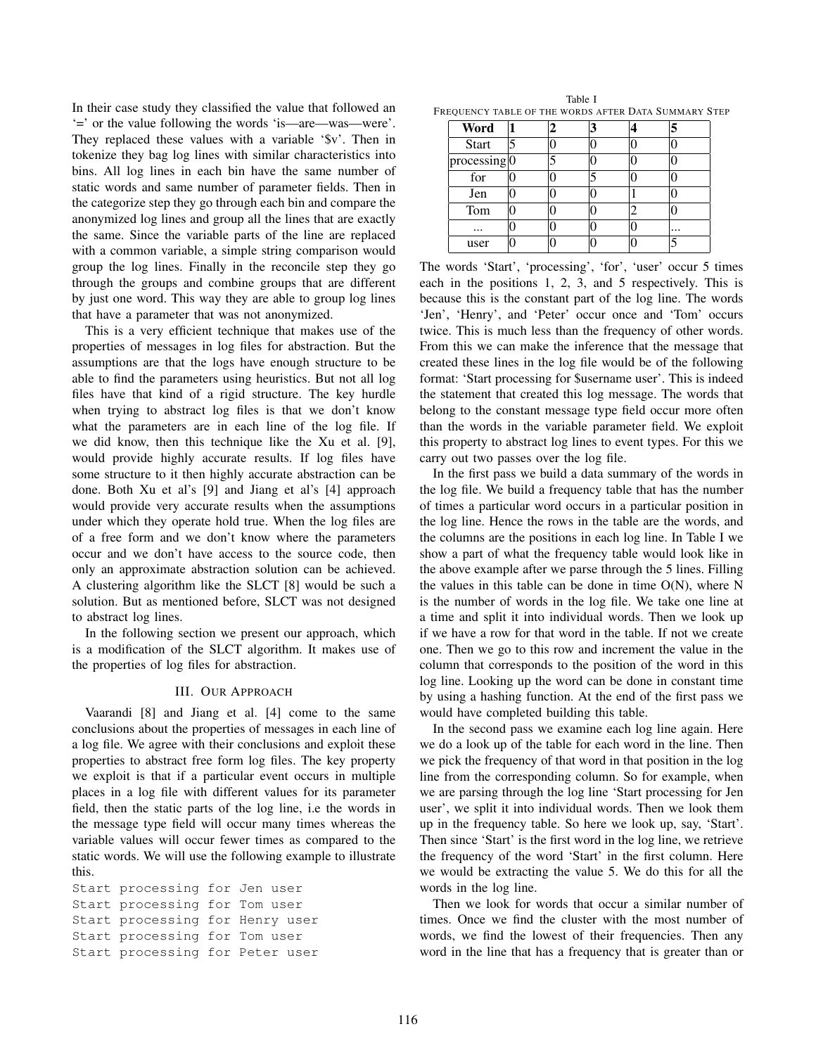In their case study they classified the value that followed an '=' or the value following the words 'is—are—was—were'. They replaced these values with a variable '$v'. Then in tokenize they bag log lines with similar characteristics into bins. All log lines in each bin have the same number of static words and same number of parameter fields. Then in the categorize step they go through each bin and compare the anonymized log lines and group all the lines that are exactly the same. Since the variable parts of the line are replaced with a common variable, a simple string comparison would group the log lines. Finally in the reconcile step they go through the groups and combine groups that are different by just one word. This way they are able to group log lines that have a parameter that was not anonymized.

This is a very efficient technique that makes use of the properties of messages in log files for abstraction. But the assumptions are that the logs have enough structure to be able to find the parameters using heuristics. But not all log files have that kind of a rigid structure. The key hurdle when trying to abstract log files is that we don't know what the parameters are in each line of the log file. If we did know, then this technique like the Xu et al. [9], would provide highly accurate results. If log files have some structure to it then highly accurate abstraction can be done. Both Xu et al's [9] and Jiang et al's [4] approach would provide very accurate results when the assumptions under which they operate hold true. When the log files are of a free form and we don't know where the parameters occur and we don't have access to the source code, then only an approximate abstraction solution can be achieved. A clustering algorithm like the SLCT [8] would be such a solution. But as mentioned before, SLCT was not designed to abstract log lines.

In the following section we present our approach, which is a modification of the SLCT algorithm. It makes use of the properties of log files for abstraction.

## III. Our Approach

Vaarandi [8] and Jiang et al. [4] come to the same conclusions about the properties of messages in each line of a log file. We agree with their conclusions and exploit these properties to abstract free form log files. The key property we exploit is that if a particular event occurs in multiple places in a log file with different values for its parameter field, then the static parts of the log line, i.e the words in the message type field will occur many times whereas the variable values will occur fewer times as compared to the static words. We will use the following example to illustrate this.

```
Start processing for Jen user
Start processing for Tom user
Start processing for Henry user
Start processing for Tom user
Start processing for Peter user
```

Table I
Frequency table of the words after Data Summary Step

| Word | 1 | 2 | 3 | 4 | 5 |
|---|---|---|---|---|---|
| Start | 5 | 0 | 0 | 0 | 0 |
| processing | 0 | 5 | 0 | 0 | 0 |
| for | 0 | 0 | 5 | 0 | 0 |
| Jen | 0 | 0 | 0 | 1 | 0 |
| Tom | 0 | 0 | 0 | 2 | 0 |
| ... | 0 | 0 | 0 | 0 | ... |
| user | 0 | 0 | 0 | 0 | 5 |

The words 'Start', 'processing', 'for', 'user' occur 5 times each in the positions 1, 2, 3, and 5 respectively. This is because this is the constant part of the log line. The words 'Jen', 'Henry', and 'Peter' occur once and 'Tom' occurs twice. This is much less than the frequency of other words. From this we can make the inference that the message that created these lines in the log file would be of the following format: 'Start processing for $username user'. This is indeed the statement that created this log message. The words that belong to the constant message type field occur more often than the words in the variable parameter field. We exploit this property to abstract log lines to event types. For this we carry out two passes over the log file.

In the first pass we build a data summary of the words in the log file. We build a frequency table that has the number of times a particular word occurs in a particular position in the log line. Hence the rows in the table are the words, and the columns are the positions in each log line. In Table I we show a part of what the frequency table would look like in the above example after we parse through the 5 lines. Filling the values in this table can be done in time O(N), where N is the number of words in the log file. We take one line at a time and split it into individual words. Then we look up if we have a row for that word in the table. If not we create one. Then we go to this row and increment the value in the column that corresponds to the position of the word in this log line. Looking up the word can be done in constant time by using a hashing function. At the end of the first pass we would have completed building this table.

In the second pass we examine each log line again. Here we do a look up of the table for each word in the line. Then we pick the frequency of that word in that position in the log line from the corresponding column. So for example, when we are parsing through the log line 'Start processing for Jen user', we split it into individual words. Then we look them up in the frequency table. So here we look up, say, 'Start'. Then since 'Start' is the first word in the log line, we retrieve the frequency of the word 'Start' in the first column. Here we would be extracting the value 5. We do this for all the words in the log line.

Then we look for words that occur a similar number of times. Once we find the cluster with the most number of words, we find the lowest of their frequencies. Then any word in the line that has a frequency that is greater than or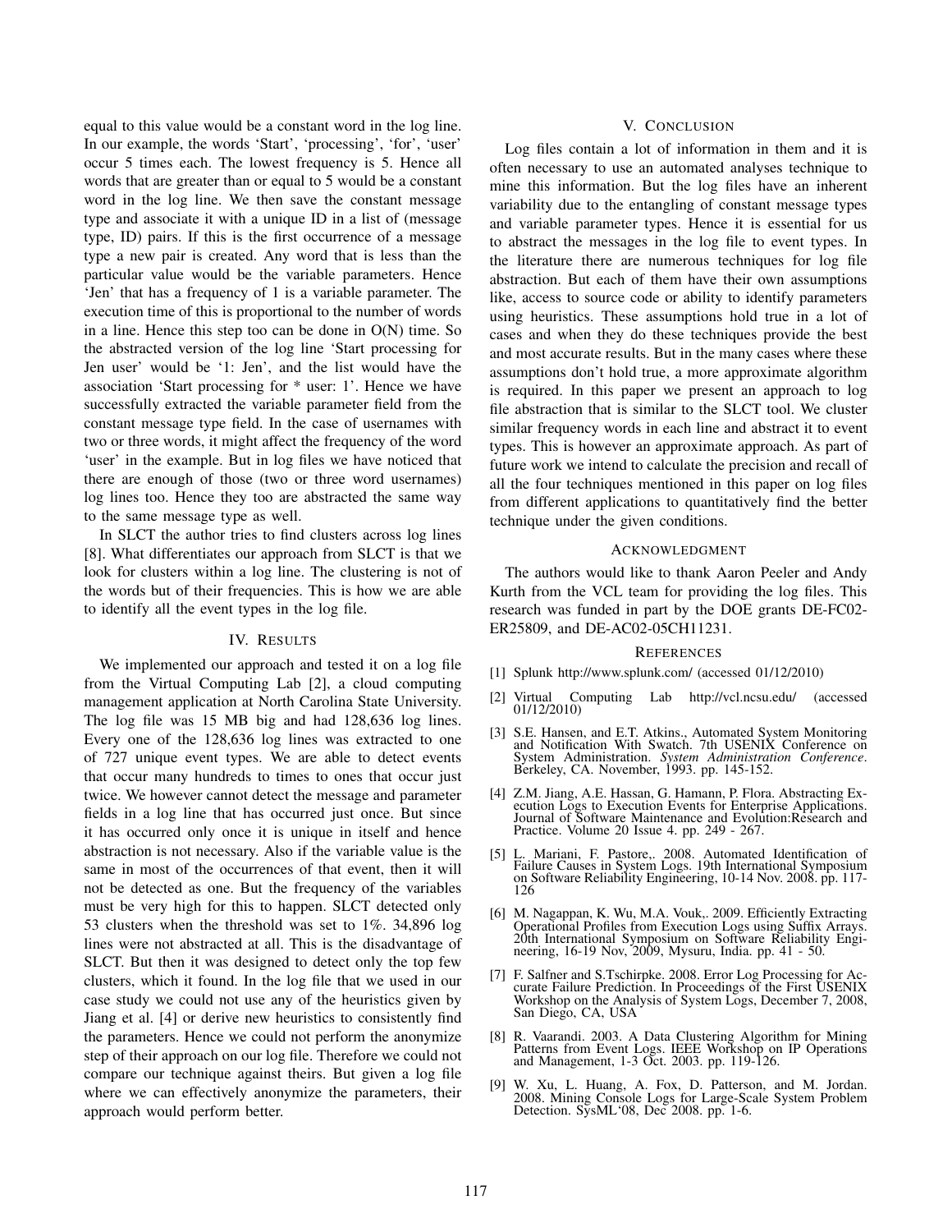equal to this value would be a constant word in the log line. In our example, the words 'Start', 'processing', 'for', 'user' occur 5 times each. The lowest frequency is 5. Hence all words that are greater than or equal to 5 would be a constant word in the log line. We then save the constant message type and associate it with a unique ID in a list of (message type, ID) pairs. If this is the first occurrence of a message type a new pair is created. Any word that is less than the particular value would be the variable parameters. Hence 'Jen' that has a frequency of 1 is a variable parameter. The execution time of this is proportional to the number of words in a line. Hence this step too can be done in O(N) time. So the abstracted version of the log line 'Start processing for Jen user' would be '1: Jen', and the list would have the association 'Start processing for * user: 1'. Hence we have successfully extracted the variable parameter field from the constant message type field. In the case of usernames with two or three words, it might affect the frequency of the word 'user' in the example. But in log files we have noticed that there are enough of those (two or three word usernames) log lines too. Hence they too are abstracted the same way to the same message type as well.

In SLCT the author tries to find clusters across log lines [8]. What differentiates our approach from SLCT is that we look for clusters within a log line. The clustering is not of the words but of their frequencies. This is how we are able to identify all the event types in the log file.

## IV. Results

We implemented our approach and tested it on a log file from the Virtual Computing Lab [2], a cloud computing management application at North Carolina State University. The log file was 15 MB big and had 128,636 log lines. Every one of the 128,636 log lines was extracted to one of 727 unique event types. We are able to detect events that occur many hundreds to times to ones that occur just twice. We however cannot detect the message and parameter fields in a log line that has occurred just once. But since it has occurred only once it is unique in itself and hence abstraction is not necessary. Also if the variable value is the same in most of the occurrences of that event, then it will not be detected as one. But the frequency of the variables must be very high for this to happen. SLCT detected only 53 clusters when the threshold was set to 1%. 34,896 log lines were not abstracted at all. This is the disadvantage of SLCT. But then it was designed to detect only the top few clusters, which it found. In the log file that we used in our case study we could not use any of the heuristics given by Jiang et al. [4] or derive new heuristics to consistently find the parameters. Hence we could not perform the anonymize step of their approach on our log file. Therefore we could not compare our technique against theirs. But given a log file where we can effectively anonymize the parameters, their approach would perform better.

## V. Conclusion

Log files contain a lot of information in them and it is often necessary to use an automated analyses technique to mine this information. But the log files have an inherent variability due to the entangling of constant message types and variable parameter types. Hence it is essential for us to abstract the messages in the log file to event types. In the literature there are numerous techniques for log file abstraction. But each of them have their own assumptions like, access to source code or ability to identify parameters using heuristics. These assumptions hold true in a lot of cases and when they do these techniques provide the best and most accurate results. But in the many cases where these assumptions don't hold true, a more approximate algorithm is required. In this paper we present an approach to log file abstraction that is similar to the SLCT tool. We cluster similar frequency words in each line and abstract it to event types. This is however an approximate approach. As part of future work we intend to calculate the precision and recall of all the four techniques mentioned in this paper on log files from different applications to quantitatively find the better technique under the given conditions.

## Acknowledgment

The authors would like to thank Aaron Peeler and Andy Kurth from the VCL team for providing the log files. This research was funded in part by the DOE grants DE-FC02-ER25809, and DE-AC02-05CH11231.

## References

[1] Splunk http://www.splunk.com/ (accessed 01/12/2010)

[2] Virtual Computing Lab http://vcl.ncsu.edu/ (accessed 01/12/2010)

[3] S.E. Hansen, and E.T. Atkins., Automated System Monitoring and Notification With Swatch. 7th USENIX Conference on System Administration. *System Administration Conference*. Berkeley, CA. November, 1993. pp. 145-152.

[4] Z.M. Jiang, A.E. Hassan, G. Hamann, P. Flora. Abstracting Execution Logs to Execution Events for Enterprise Applications. Journal of Software Maintenance and Evolution:Research and Practice. Volume 20 Issue 4. pp. 249 - 267.

[5] L. Mariani, F. Pastore,. 2008. Automated Identification of Failure Causes in System Logs. 19th International Symposium on Software Reliability Engineering, 10-14 Nov. 2008. pp. 117-126

[6] M. Nagappan, K. Wu, M.A. Vouk,. 2009. Efficiently Extracting Operational Profiles from Execution Logs using Suffix Arrays. 20th International Symposium on Software Reliability Engineering, 16-19 Nov, 2009, Mysuru, India. pp. 41 - 50.

[7] F. Salfner and S.Tschirpke. 2008. Error Log Processing for Accurate Failure Prediction. In Proceedings of the First USENIX Workshop on the Analysis of System Logs, December 7, 2008, San Diego, CA, USA

[8] R. Vaarandi. 2003. A Data Clustering Algorithm for Mining Patterns from Event Logs. IEEE Workshop on IP Operations and Management, 1-3 Oct. 2003. pp. 119-126.

[9] W. Xu, L. Huang, A. Fox, D. Patterson, and M. Jordan. 2008. Mining Console Logs for Large-Scale System Problem Detection. SysML'08, Dec 2008. pp. 1-6.